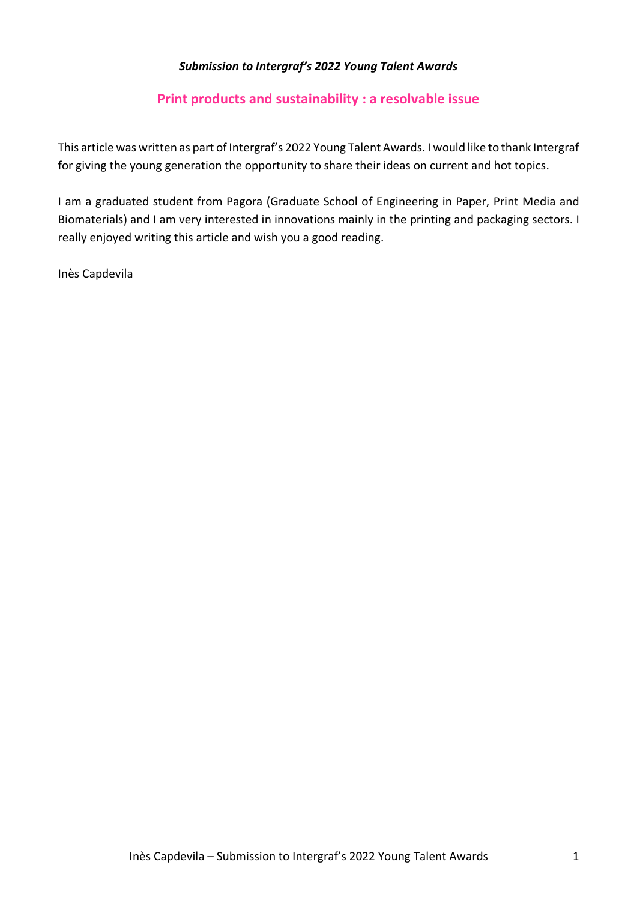*Submission to Intergraf's 2022 Young Talent Awards*

# Print products and sustainability : a resolvable issue

This article was written as part of Intergraf's 2022 Young Talent Awards. I would like to thank Intergraf for giving the young generation the opportunity to share their ideas on current and hot topics.

I am a graduated student from Pagora (Graduate School of Engineering in Paper, Print Media and Biomaterials) and I am very interested in innovations mainly in the printing and packaging sectors. I really enjoyed writing this article and wish you a good reading.

Inès Capdevila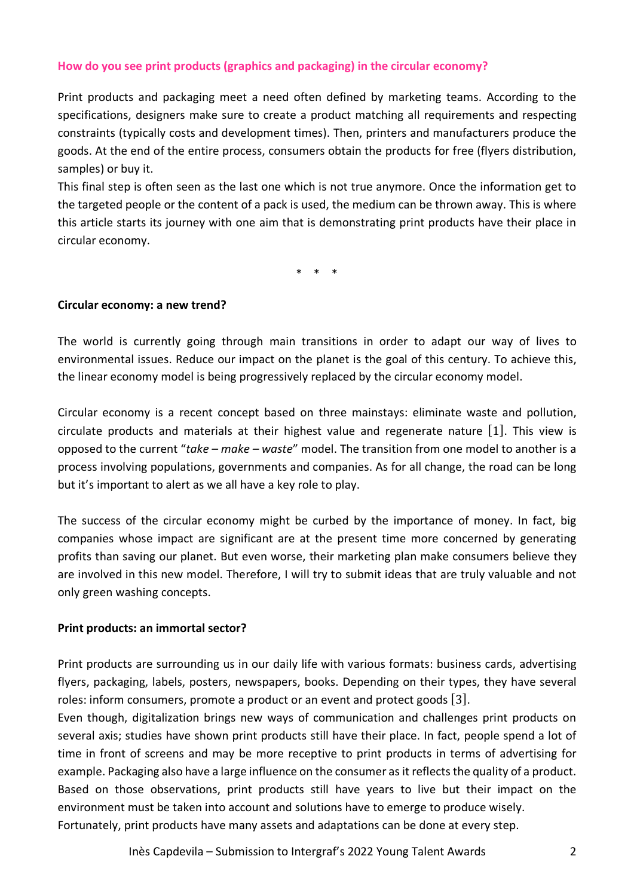## How do you see print products (graphics and packaging) in the circular economy?

Print products and packaging meet a need often defined by marketing teams. According to the specifications, designers make sure to create a product matching all requirements and respecting constraints (typically costs and development times). Then, printers and manufacturers produce the goods. At the end of the entire process, consumers obtain the products for free (flyers distribution, samples) or buy it.
This final step is often seen as the last one which is not true anymore. Once the information get to the targeted people or the content of a pack is used, the medium can be thrown away. This is where this article starts its journey with one aim that is demonstrating print products have their place in circular economy.

\* \* \*

### Circular economy: a new trend?

The world is currently going through main transitions in order to adapt our way of lives to environmental issues. Reduce our impact on the planet is the goal of this century. To achieve this, the linear economy model is being progressively replaced by the circular economy model.

Circular economy is a recent concept based on three mainstays: eliminate waste and pollution, circulate products and materials at their highest value and regenerate nature [1]. This view is opposed to the current "*take – make – waste*" model. The transition from one model to another is a process involving populations, governments and companies. As for all change, the road can be long but it's important to alert as we all have a key role to play.

The success of the circular economy might be curbed by the importance of money. In fact, big companies whose impact are significant are at the present time more concerned by generating profits than saving our planet. But even worse, their marketing plan make consumers believe they are involved in this new model. Therefore, I will try to submit ideas that are truly valuable and not only green washing concepts.

### Print products: an immortal sector?

Print products are surrounding us in our daily life with various formats: business cards, advertising flyers, packaging, labels, posters, newspapers, books. Depending on their types, they have several roles: inform consumers, promote a product or an event and protect goods [3].
Even though, digitalization brings new ways of communication and challenges print products on several axis; studies have shown print products still have their place. In fact, people spend a lot of time in front of screens and may be more receptive to print products in terms of advertising for example. Packaging also have a large influence on the consumer as it reflects the quality of a product. Based on those observations, print products still have years to live but their impact on the environment must be taken into account and solutions have to emerge to produce wisely.
Fortunately, print products have many assets and adaptations can be done at every step.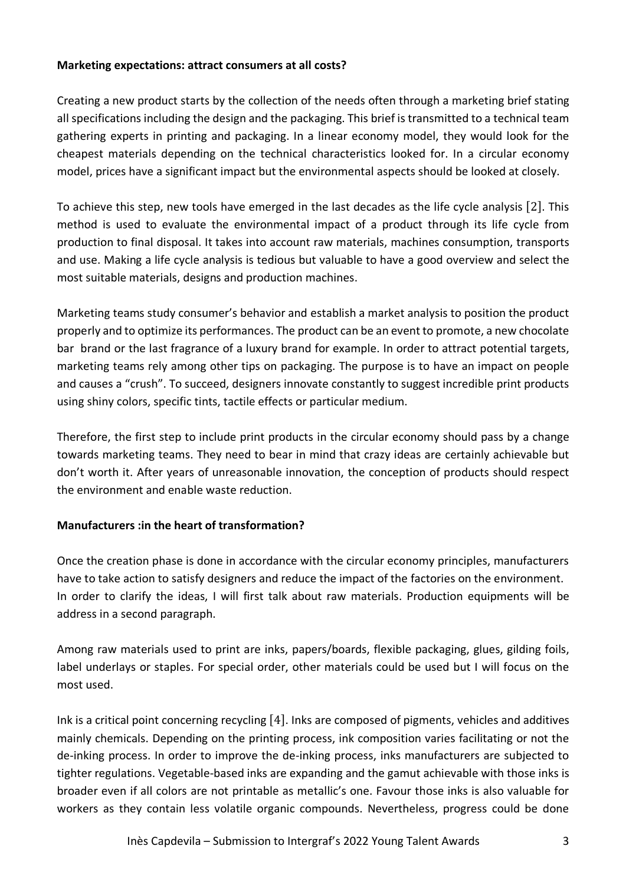**Marketing expectations: attract consumers at all costs?**

Creating a new product starts by the collection of the needs often through a marketing brief stating all specifications including the design and the packaging. This brief is transmitted to a technical team gathering experts in printing and packaging. In a linear economy model, they would look for the cheapest materials depending on the technical characteristics looked for. In a circular economy model, prices have a significant impact but the environmental aspects should be looked at closely.

To achieve this step, new tools have emerged in the last decades as the life cycle analysis [2]. This method is used to evaluate the environmental impact of a product through its life cycle from production to final disposal. It takes into account raw materials, machines consumption, transports and use. Making a life cycle analysis is tedious but valuable to have a good overview and select the most suitable materials, designs and production machines.

Marketing teams study consumer's behavior and establish a market analysis to position the product properly and to optimize its performances. The product can be an event to promote, a new chocolate bar brand or the last fragrance of a luxury brand for example. In order to attract potential targets, marketing teams rely among other tips on packaging. The purpose is to have an impact on people and causes a "crush". To succeed, designers innovate constantly to suggest incredible print products using shiny colors, specific tints, tactile effects or particular medium.

Therefore, the first step to include print products in the circular economy should pass by a change towards marketing teams. They need to bear in mind that crazy ideas are certainly achievable but don't worth it. After years of unreasonable innovation, the conception of products should respect the environment and enable waste reduction.

**Manufacturers :in the heart of transformation?**

Once the creation phase is done in accordance with the circular economy principles, manufacturers have to take action to satisfy designers and reduce the impact of the factories on the environment. In order to clarify the ideas, I will first talk about raw materials. Production equipments will be address in a second paragraph.

Among raw materials used to print are inks, papers/boards, flexible packaging, glues, gilding foils, label underlays or staples. For special order, other materials could be used but I will focus on the most used.

Ink is a critical point concerning recycling [4]. Inks are composed of pigments, vehicles and additives mainly chemicals. Depending on the printing process, ink composition varies facilitating or not the de-inking process. In order to improve the de-inking process, inks manufacturers are subjected to tighter regulations. Vegetable-based inks are expanding and the gamut achievable with those inks is broader even if all colors are not printable as metallic's one. Favour those inks is also valuable for workers as they contain less volatile organic compounds. Nevertheless, progress could be done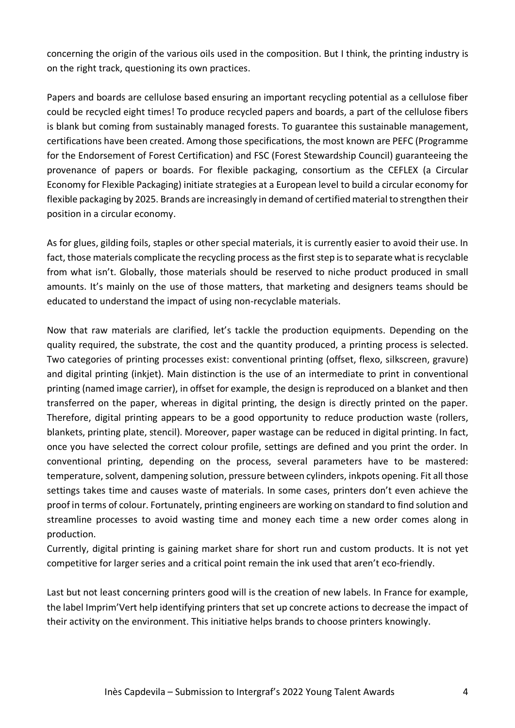concerning the origin of the various oils used in the composition. But I think, the printing industry is on the right track, questioning its own practices.

Papers and boards are cellulose based ensuring an important recycling potential as a cellulose fiber could be recycled eight times! To produce recycled papers and boards, a part of the cellulose fibers is blank but coming from sustainably managed forests. To guarantee this sustainable management, certifications have been created. Among those specifications, the most known are PEFC (Programme for the Endorsement of Forest Certification) and FSC (Forest Stewardship Council) guaranteeing the provenance of papers or boards. For flexible packaging, consortium as the CEFLEX (a Circular Economy for Flexible Packaging) initiate strategies at a European level to build a circular economy for flexible packaging by 2025. Brands are increasingly in demand of certified material to strengthen their position in a circular economy.

As for glues, gilding foils, staples or other special materials, it is currently easier to avoid their use. In fact, those materials complicate the recycling process as the first step is to separate what is recyclable from what isn't. Globally, those materials should be reserved to niche product produced in small amounts. It's mainly on the use of those matters, that marketing and designers teams should be educated to understand the impact of using non-recyclable materials.

Now that raw materials are clarified, let's tackle the production equipments. Depending on the quality required, the substrate, the cost and the quantity produced, a printing process is selected. Two categories of printing processes exist: conventional printing (offset, flexo, silkscreen, gravure) and digital printing (inkjet). Main distinction is the use of an intermediate to print in conventional printing (named image carrier), in offset for example, the design is reproduced on a blanket and then transferred on the paper, whereas in digital printing, the design is directly printed on the paper. Therefore, digital printing appears to be a good opportunity to reduce production waste (rollers, blankets, printing plate, stencil). Moreover, paper wastage can be reduced in digital printing. In fact, once you have selected the correct colour profile, settings are defined and you print the order. In conventional printing, depending on the process, several parameters have to be mastered: temperature, solvent, dampening solution, pressure between cylinders, inkpots opening. Fit all those settings takes time and causes waste of materials. In some cases, printers don't even achieve the proof in terms of colour. Fortunately, printing engineers are working on standard to find solution and streamline processes to avoid wasting time and money each time a new order comes along in production.
Currently, digital printing is gaining market share for short run and custom products. It is not yet competitive for larger series and a critical point remain the ink used that aren't eco-friendly.

Last but not least concerning printers good will is the creation of new labels. In France for example, the label Imprim'Vert help identifying printers that set up concrete actions to decrease the impact of their activity on the environment. This initiative helps brands to choose printers knowingly.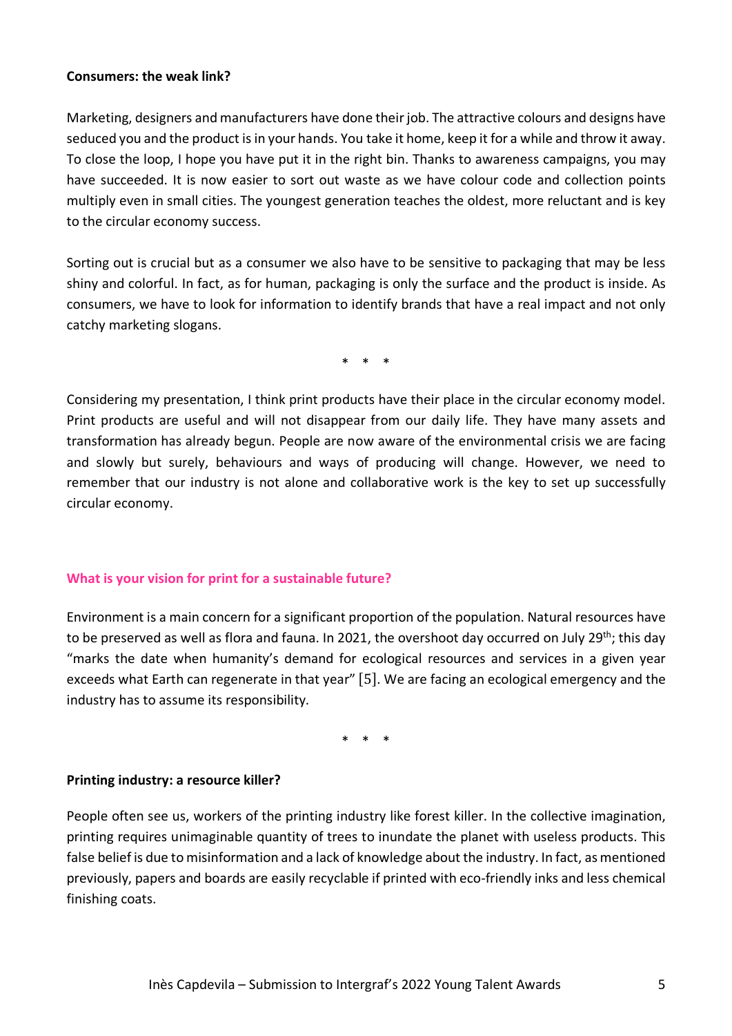**Consumers: the weak link?**

Marketing, designers and manufacturers have done their job. The attractive colours and designs have seduced you and the product is in your hands. You take it home, keep it for a while and throw it away. To close the loop, I hope you have put it in the right bin. Thanks to awareness campaigns, you may have succeeded. It is now easier to sort out waste as we have colour code and collection points multiply even in small cities. The youngest generation teaches the oldest, more reluctant and is key to the circular economy success.

Sorting out is crucial but as a consumer we also have to be sensitive to packaging that may be less shiny and colorful. In fact, as for human, packaging is only the surface and the product is inside. As consumers, we have to look for information to identify brands that have a real impact and not only catchy marketing slogans.

\* \* \*

Considering my presentation, I think print products have their place in the circular economy model. Print products are useful and will not disappear from our daily life. They have many assets and transformation has already begun. People are now aware of the environmental crisis we are facing and slowly but surely, behaviours and ways of producing will change. However, we need to remember that our industry is not alone and collaborative work is the key to set up successfully circular economy.

## What is your vision for print for a sustainable future?

Environment is a main concern for a significant proportion of the population. Natural resources have to be preserved as well as flora and fauna. In 2021, the overshoot day occurred on July 29th; this day "marks the date when humanity's demand for ecological resources and services in a given year exceeds what Earth can regenerate in that year" [5]. We are facing an ecological emergency and the industry has to assume its responsibility.

\* \* \*

**Printing industry: a resource killer?**

People often see us, workers of the printing industry like forest killer. In the collective imagination, printing requires unimaginable quantity of trees to inundate the planet with useless products. This false belief is due to misinformation and a lack of knowledge about the industry. In fact, as mentioned previously, papers and boards are easily recyclable if printed with eco-friendly inks and less chemical finishing coats.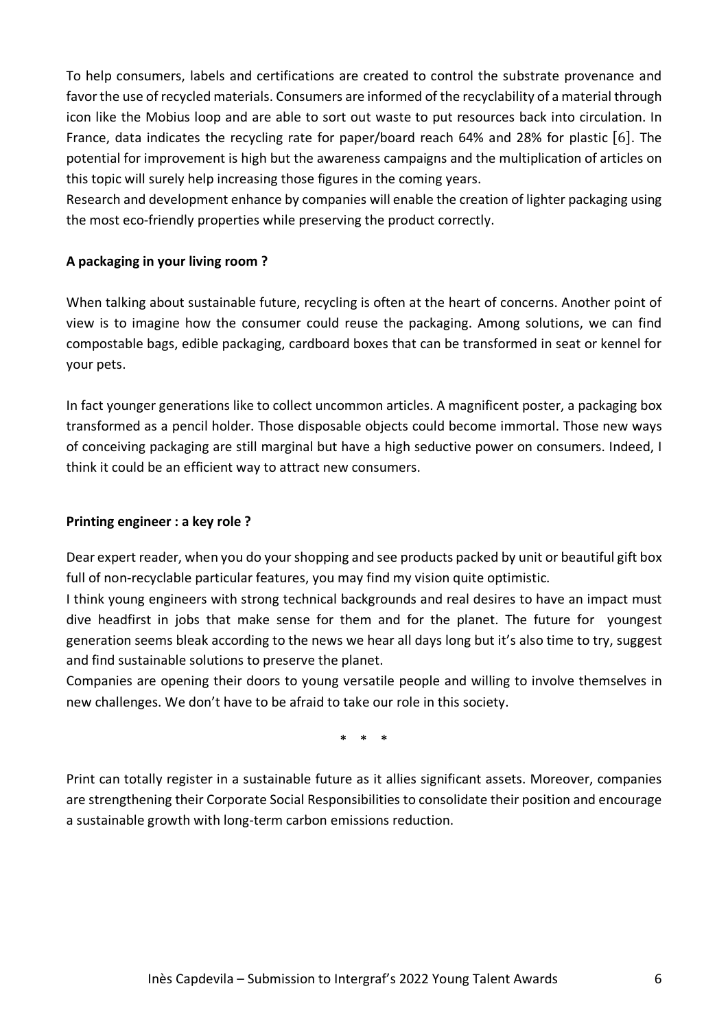To help consumers, labels and certifications are created to control the substrate provenance and favor the use of recycled materials. Consumers are informed of the recyclability of a material through icon like the Mobius loop and are able to sort out waste to put resources back into circulation. In France, data indicates the recycling rate for paper/board reach 64% and 28% for plastic [6]. The potential for improvement is high but the awareness campaigns and the multiplication of articles on this topic will surely help increasing those figures in the coming years.

Research and development enhance by companies will enable the creation of lighter packaging using the most eco-friendly properties while preserving the product correctly.

**A packaging in your living room ?**

When talking about sustainable future, recycling is often at the heart of concerns. Another point of view is to imagine how the consumer could reuse the packaging. Among solutions, we can find compostable bags, edible packaging, cardboard boxes that can be transformed in seat or kennel for your pets.

In fact younger generations like to collect uncommon articles. A magnificent poster, a packaging box transformed as a pencil holder. Those disposable objects could become immortal. Those new ways of conceiving packaging are still marginal but have a high seductive power on consumers. Indeed, I think it could be an efficient way to attract new consumers.

**Printing engineer : a key role ?**

Dear expert reader, when you do your shopping and see products packed by unit or beautiful gift box full of non-recyclable particular features, you may find my vision quite optimistic.

I think young engineers with strong technical backgrounds and real desires to have an impact must dive headfirst in jobs that make sense for them and for the planet. The future for youngest generation seems bleak according to the news we hear all days long but it's also time to try, suggest and find sustainable solutions to preserve the planet.

Companies are opening their doors to young versatile people and willing to involve themselves in new challenges. We don't have to be afraid to take our role in this society.

\* \* \*

Print can totally register in a sustainable future as it allies significant assets. Moreover, companies are strengthening their Corporate Social Responsibilities to consolidate their position and encourage a sustainable growth with long-term carbon emissions reduction.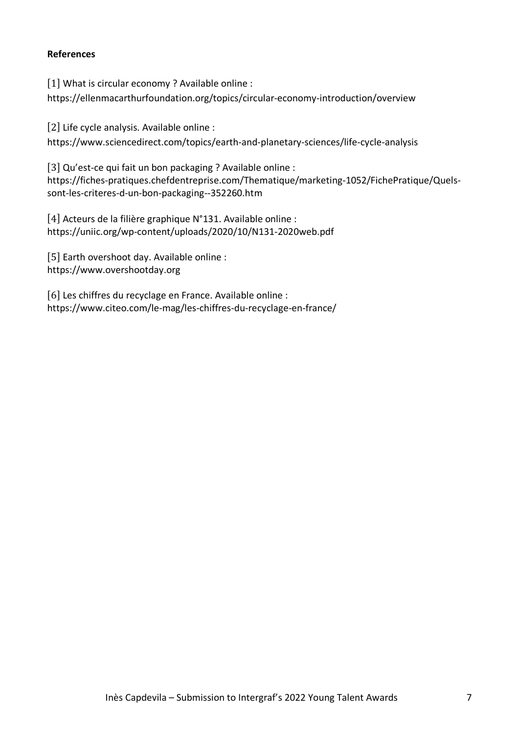**References**

[1] What is circular economy ? Available online :
https://ellenmacarthurfoundation.org/topics/circular-economy-introduction/overview

[2] Life cycle analysis. Available online :
https://www.sciencedirect.com/topics/earth-and-planetary-sciences/life-cycle-analysis

[3] Qu'est-ce qui fait un bon packaging ? Available online :
https://fiches-pratiques.chefdentreprise.com/Thematique/marketing-1052/FichePratique/Quels-sont-les-criteres-d-un-bon-packaging--352260.htm

[4] Acteurs de la filière graphique N°131. Available online :
https://uniic.org/wp-content/uploads/2020/10/N131-2020web.pdf

[5] Earth overshoot day. Available online :
https://www.overshootday.org

[6] Les chiffres du recyclage en France. Available online :
https://www.citeo.com/le-mag/les-chiffres-du-recyclage-en-france/